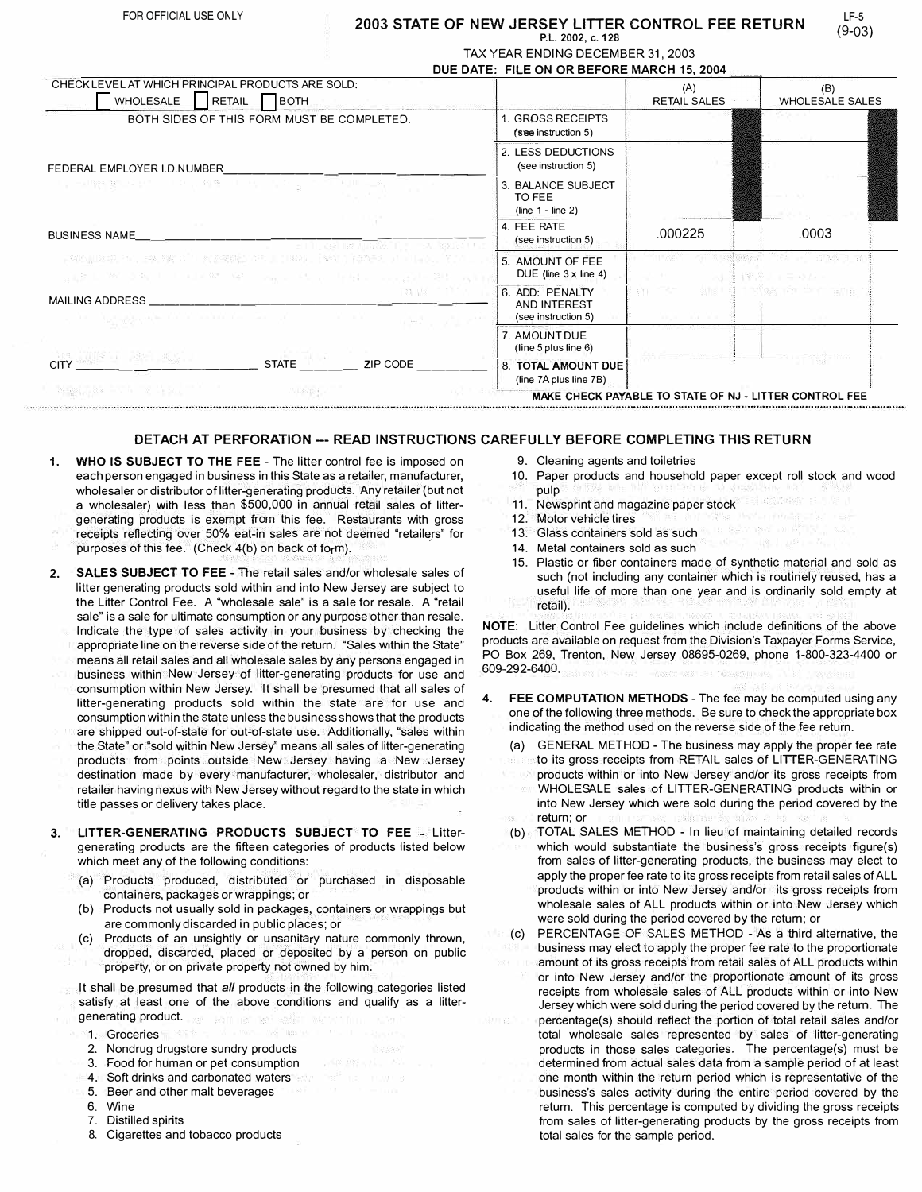FOR OFFICIAL USE ONLY

# 2003 STATE OF NEW JERSEY LITTER CONTROL FEE RETURN

LF-5
(9-03)

P.L. 2002, c. 128

TAX YEAR ENDING DECEMBER 31, 2003

**DUE DATE: FILE ON OR BEFORE MARCH 15, 2004**

CHECK LEVEL AT WHICH PRINCIPAL PRODUCTS ARE SOLD: ☐ WHOLESALE ☐ RETAIL ☐ BOTH

BOTH SIDES OF THIS FORM MUST BE COMPLETED.

FEDERAL EMPLOYER I.D.NUMBER ______________________

BUSINESS NAME ______________________

MAILING ADDRESS ______________________

CITY ______________ STATE ________ ZIP CODE ________

| | (A) RETAIL SALES | (B) WHOLESALE SALES |
|---|---|---|
| 1. GROSS RECEIPTS (see instruction 5) | | |
| 2. LESS DEDUCTIONS (see instruction 5) | | |
| 3. BALANCE SUBJECT TO FEE (line 1 - line 2) | | |
| 4. FEE RATE (see instruction 5) | .000225 | .0003 |
| 5. AMOUNT OF FEE DUE (line 3 x line 4) | | |
| 6. ADD: PENALTY AND INTEREST (see instruction 5) | | |
| 7. AMOUNT DUE (line 5 plus line 6) | | |
| 8. **TOTAL AMOUNT DUE** (line 7A plus line 7B) | | |

**MAKE CHECK PAYABLE TO STATE OF NJ - LITTER CONTROL FEE**

## DETACH AT PERFORATION --- READ INSTRUCTIONS CAREFULLY BEFORE COMPLETING THIS RETURN

1. **WHO IS SUBJECT TO THE FEE** - The litter control fee is imposed on each person engaged in business in this State as a retailer, manufacturer, wholesaler or distributor of litter-generating products. Any retailer (but not a wholesaler) with less than $500,000 in annual retail sales of litter-generating products is exempt from this fee. Restaurants with gross receipts reflecting over 50% eat-in sales are not deemed "retailers" for purposes of this fee. (Check 4(b) on back of form).

2. **SALES SUBJECT TO FEE** - The retail sales and/or wholesale sales of litter generating products sold within and into New Jersey are subject to the Litter Control Fee. A "wholesale sale" is a sale for resale. A "retail sale" is a sale for ultimate consumption or any purpose other than resale. Indicate the type of sales activity in your business by checking the appropriate line on the reverse side of the return. "Sales within the State" means all retail sales and all wholesale sales by any persons engaged in business within New Jersey of litter-generating products for use and consumption within New Jersey. It shall be presumed that all sales of litter-generating products sold within the state are for use and consumption within the state unless the business shows that the products are shipped out-of-state for out-of-state use. Additionally, "sales within the State" or "sold within New Jersey" means all sales of litter-generating products from points outside New Jersey having a New Jersey destination made by every manufacturer, wholesaler, distributor and retailer having nexus with New Jersey without regard to the state in which title passes or delivery takes place.

3. **LITTER-GENERATING PRODUCTS SUBJECT TO FEE** - Litter-generating products are the fifteen categories of products listed below which meet any of the following conditions:
   - (a) Products produced, distributed or purchased in disposable containers, packages or wrappings; or
   - (b) Products not usually sold in packages, containers or wrappings but are commonly discarded in public places; or
   - (c) Products of an unsightly or unsanitary nature commonly thrown, dropped, discarded, placed or deposited by a person on public property, or on private property not owned by him.

   It shall be presumed that *all* products in the following categories listed satisfy at least one of the above conditions and qualify as a litter-generating product.

   1. Groceries
   2. Nondrug drugstore sundry products
   3. Food for human or pet consumption
   4. Soft drinks and carbonated waters
   5. Beer and other malt beverages
   6. Wine
   7. Distilled spirits
   8. Cigarettes and tobacco products
   9. Cleaning agents and toiletries
   10. Paper products and household paper except roll stock and wood pulp
   11. Newsprint and magazine paper stock
   12. Motor vehicle tires
   13. Glass containers sold as such
   14. Metal containers sold as such
   15. Plastic or fiber containers made of synthetic material and sold as such (not including any container which is routinely reused, has a useful life of more than one year and is ordinarily sold empty at retail).

**NOTE**: Litter Control Fee guidelines which include definitions of the above products are available on request from the Division's Taxpayer Forms Service, PO Box 269, Trenton, New Jersey 08695-0269, phone 1-800-323-4400 or 609-292-6400.

4. **FEE COMPUTATION METHODS** - The fee may be computed using any one of the following three methods. Be sure to check the appropriate box indicating the method used on the reverse side of the fee return.
   - (a) GENERAL METHOD - The business may apply the proper fee rate to its gross receipts from RETAIL sales of LITTER-GENERATING products within or into New Jersey and/or its gross receipts from WHOLESALE sales of LITTER-GENERATING products within or into New Jersey which were sold during the period covered by the return; or
   - (b) TOTAL SALES METHOD - In lieu of maintaining detailed records which would substantiate the business's gross receipts figure(s) from sales of litter-generating products, the business may elect to apply the proper fee rate to its gross receipts from retail sales of ALL products within or into New Jersey and/or its gross receipts from wholesale sales of ALL products within or into New Jersey which were sold during the period covered by the return; or
   - (c) PERCENTAGE OF SALES METHOD - As a third alternative, the business may elect to apply the proper fee rate to the proportionate amount of its gross receipts from retail sales of ALL products within or into New Jersey and/or the proportionate amount of its gross receipts from wholesale sales of ALL products within or into New Jersey which were sold during the period covered by the return. The percentage(s) should reflect the portion of total retail sales and/or total wholesale sales represented by sales of litter-generating products in those sales categories. The percentage(s) must be determined from actual sales data from a sample period of at least one month within the return period which is representative of the business's sales activity during the entire period covered by the return. This percentage is computed by dividing the gross receipts from sales of litter-generating products by the gross receipts from total sales for the sample period.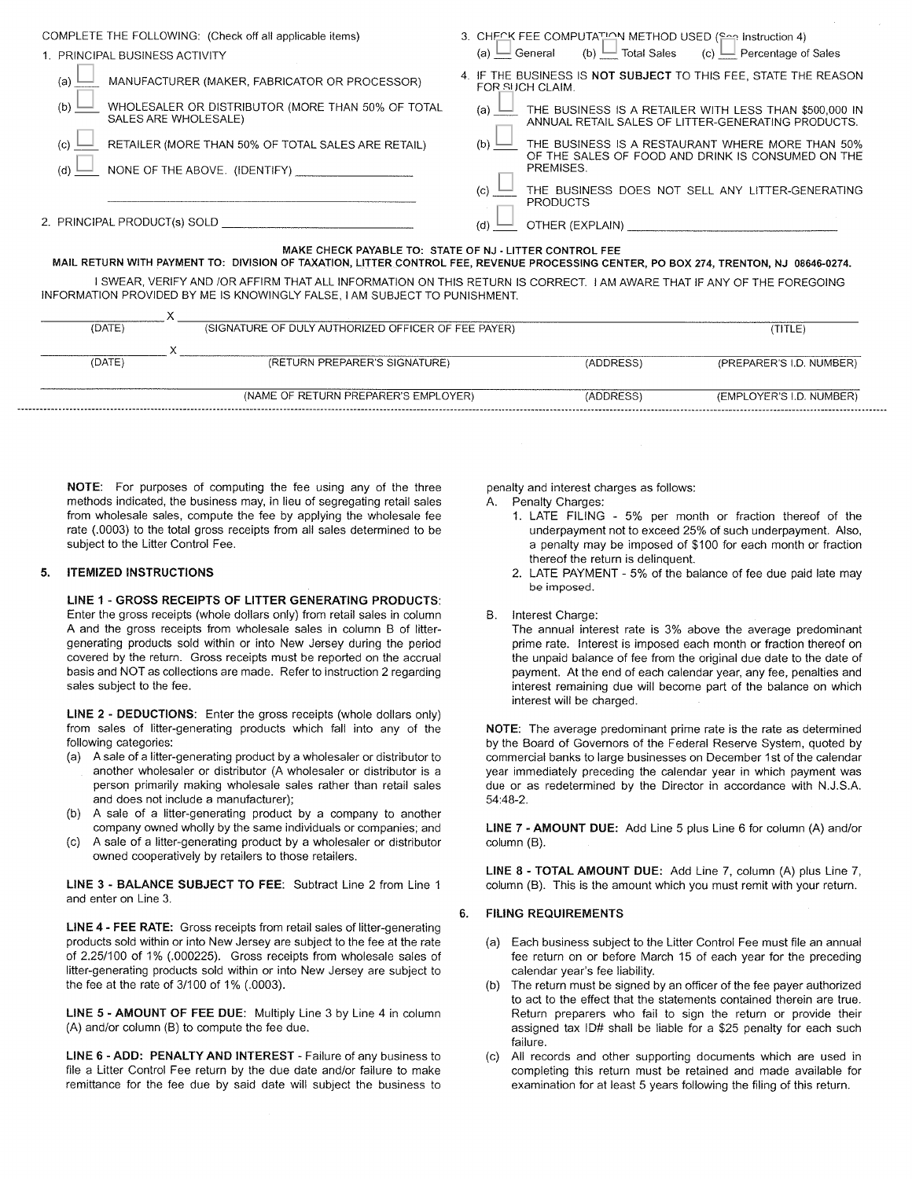COMPLETE THE FOLLOWING: (Check off all applicable items)

1. PRINCIPAL BUSINESS ACTIVITY

   (a) ☐ MANUFACTURER (MAKER, FABRICATOR OR PROCESSOR)

   (b) ☐ WHOLESALER OR DISTRIBUTOR (MORE THAN 50% OF TOTAL SALES ARE WHOLESALE)

   (c) ☐ RETAILER (MORE THAN 50% OF TOTAL SALES ARE RETAIL)

   (d) ☐ NONE OF THE ABOVE. (IDENTIFY) ____________________

2. PRINCIPAL PRODUCT(s) SOLD ____________________

3. CHECK FEE COMPUTATION METHOD USED (See Instruction 4)

   (a) ☐ General (b) ☐ Total Sales (c) ☐ Percentage of Sales

4. IF THE BUSINESS IS **NOT SUBJECT** TO THIS FEE, STATE THE REASON FOR SUCH CLAIM.

   (a) ☐ THE BUSINESS IS A RETAILER WITH LESS THAN $500,000 IN ANNUAL RETAIL SALES OF LITTER-GENERATING PRODUCTS.

   (b) ☐ THE BUSINESS IS A RESTAURANT WHERE MORE THAN 50% OF THE SALES OF FOOD AND DRINK IS CONSUMED ON THE PREMISES.

   (c) ☐ THE BUSINESS DOES NOT SELL ANY LITTER-GENERATING PRODUCTS

   (d) ☐ OTHER (EXPLAIN) ____________________

**MAKE CHECK PAYABLE TO: STATE OF NJ - LITTER CONTROL FEE**

**MAIL RETURN WITH PAYMENT TO: DIVISION OF TAXATION, LITTER CONTROL FEE, REVENUE PROCESSING CENTER, PO BOX 274, TRENTON, NJ 08646-0274.**

I SWEAR, VERIFY AND /OR AFFIRM THAT ALL INFORMATION ON THIS RETURN IS CORRECT. I AM AWARE THAT IF ANY OF THE FOREGOING INFORMATION PROVIDED BY ME IS KNOWINGLY FALSE, I AM SUBJECT TO PUNISHMENT.

________ X ____________________ ________

(DATE) (SIGNATURE OF DULY AUTHORIZED OFFICER OF FEE PAYER) (TITLE)

________ X ____________________ ________ ________

(DATE) (RETURN PREPARER'S SIGNATURE) (ADDRESS) (PREPARER'S I.D. NUMBER)

____________________ ________ ________

(NAME OF RETURN PREPARER'S EMPLOYER) (ADDRESS) (EMPLOYER'S I.D. NUMBER)

---

**NOTE**: For purposes of computing the fee using any of the three methods indicated, the business may, in lieu of segregating retail sales from wholesale sales, compute the fee by applying the wholesale fee rate (.0003) to the total gross receipts from all sales determined to be subject to the Litter Control Fee.

## 5. ITEMIZED INSTRUCTIONS

**LINE 1 - GROSS RECEIPTS OF LITTER GENERATING PRODUCTS**: Enter the gross receipts (whole dollars only) from retail sales in column A and the gross receipts from wholesale sales in column B of litter-generating products sold within or into New Jersey during the period covered by the return. Gross receipts must be reported on the accrual basis and NOT as collections are made. Refer to instruction 2 regarding sales subject to the fee.

**LINE 2 - DEDUCTIONS**: Enter the gross receipts (whole dollars only) from sales of litter-generating products which fall into any of the following categories:

(a) A sale of a litter-generating product by a wholesaler or distributor to another wholesaler or distributor (A wholesaler or distributor is a person primarily making wholesale sales rather than retail sales and does not include a manufacturer);

(b) A sale of a litter-generating product by a company to another company owned wholly by the same individuals or companies; and

(c) A sale of a litter-generating product by a wholesaler or distributor owned cooperatively by retailers to those retailers.

**LINE 3 - BALANCE SUBJECT TO FEE**: Subtract Line 2 from Line 1 and enter on Line 3.

**LINE 4 - FEE RATE**: Gross receipts from retail sales of litter-generating products sold within or into New Jersey are subject to the fee at the rate of 2.25/100 of 1% (.000225). Gross receipts from wholesale sales of litter-generating products sold within or into New Jersey are subject to the fee at the rate of 3/100 of 1% (.0003).

**LINE 5 - AMOUNT OF FEE DUE**: Multiply Line 3 by Line 4 in column (A) and/or column (B) to compute the fee due.

**LINE 6 - ADD: PENALTY AND INTEREST** - Failure of any business to file a Litter Control Fee return by the due date and/or failure to make remittance for the fee due by said date will subject the business to penalty and interest charges as follows:

A. Penalty Charges:

   1. LATE FILING - 5% per month or fraction thereof of the underpayment not to exceed 25% of such underpayment. Also, a penalty may be imposed of $100 for each month or fraction thereof the return is delinquent.

   2. LATE PAYMENT - 5% of the balance of fee due paid late may be imposed.

B. Interest Charge:

   The annual interest rate is 3% above the average predominant prime rate. Interest is imposed each month or fraction thereof on the unpaid balance of fee from the original due date to the date of payment. At the end of each calendar year, any fee, penalties and interest remaining due will become part of the balance on which interest will be charged.

**NOTE**: The average predominant prime rate is the rate as determined by the Board of Governors of the Federal Reserve System, quoted by commercial banks to large businesses on December 1st of the calendar year immediately preceding the calendar year in which payment was due or as redetermined by the Director in accordance with N.J.S.A. 54:48-2.

**LINE 7 - AMOUNT DUE**: Add Line 5 plus Line 6 for column (A) and/or column (B).

**LINE 8 - TOTAL AMOUNT DUE**: Add Line 7, column (A) plus Line 7, column (B). This is the amount which you must remit with your return.

## 6. FILING REQUIREMENTS

(a) Each business subject to the Litter Control Fee must file an annual fee return on or before March 15 of each year for the preceding calendar year's fee liability.

(b) The return must be signed by an officer of the fee payer authorized to act to the effect that the statements contained therein are true. Return preparers who fail to sign the return or provide their assigned tax ID# shall be liable for a $25 penalty for each such failure.

(c) All records and other supporting documents which are used in completing this return must be retained and made available for examination for at least 5 years following the filing of this return.